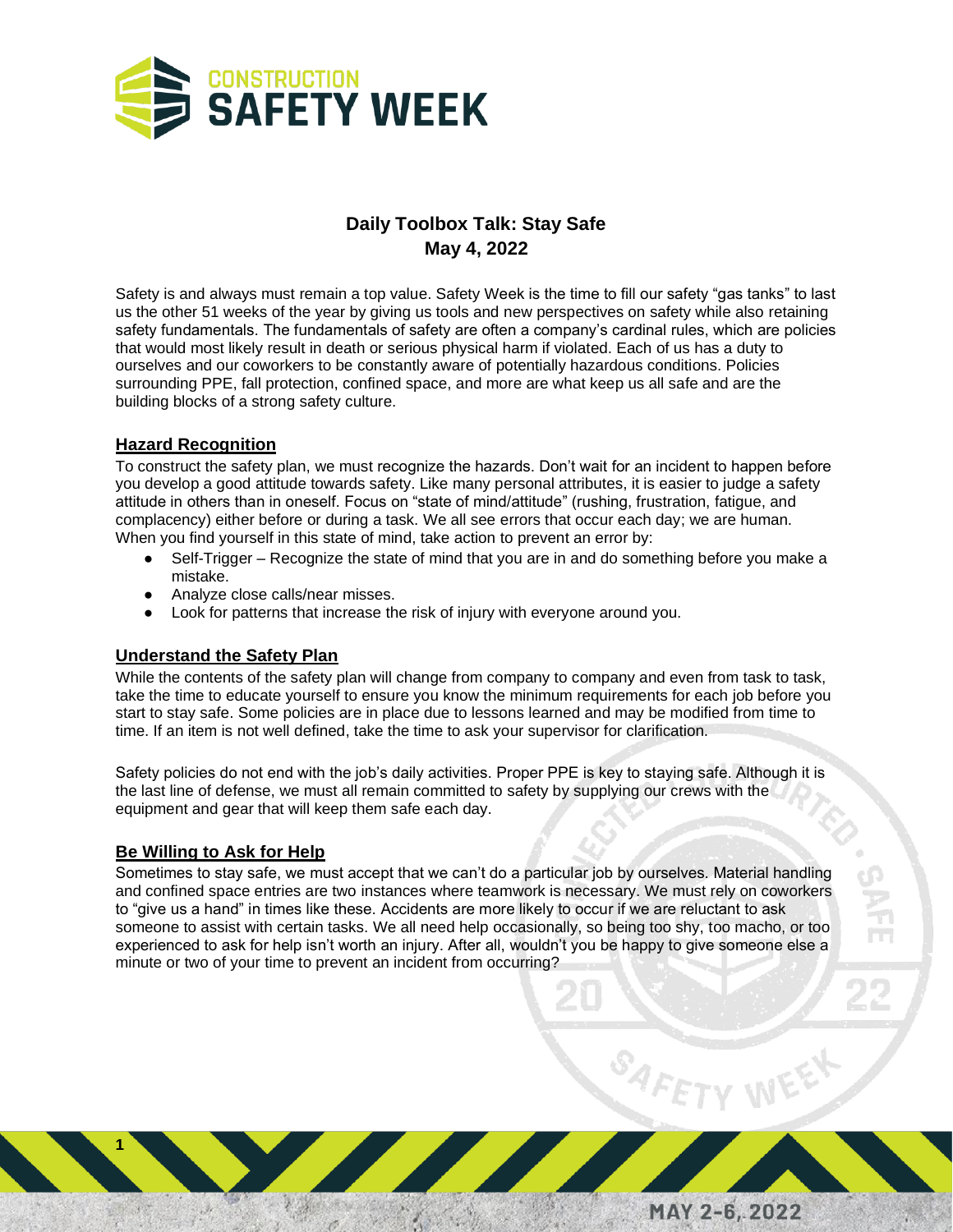# Daily Toolbox Talk: Stay Safe
## May 4, 2022

Safety is and always must remain a top value. Safety Week is the time to fill our safety "gas tanks" to last us the other 51 weeks of the year by giving us tools and new perspectives on safety while also retaining safety fundamentals. The fundamentals of safety are often a company's cardinal rules, which are policies that would most likely result in death or serious physical harm if violated. Each of us has a duty to ourselves and our coworkers to be constantly aware of potentially hazardous conditions. Policies surrounding PPE, fall protection, confined space, and more are what keep us all safe and are the building blocks of a strong safety culture.

### Hazard Recognition

To construct the safety plan, we must recognize the hazards. Don't wait for an incident to happen before you develop a good attitude towards safety. Like many personal attributes, it is easier to judge a safety attitude in others than in oneself. Focus on "state of mind/attitude" (rushing, frustration, fatigue, and complacency) either before or during a task. We all see errors that occur each day; we are human. When you find yourself in this state of mind, take action to prevent an error by:

- Self-Trigger – Recognize the state of mind that you are in and do something before you make a mistake.
- Analyze close calls/near misses.
- Look for patterns that increase the risk of injury with everyone around you.

### Understand the Safety Plan

While the contents of the safety plan will change from company to company and even from task to task, take the time to educate yourself to ensure you know the minimum requirements for each job before you start to stay safe. Some policies are in place due to lessons learned and may be modified from time to time. If an item is not well defined, take the time to ask your supervisor for clarification.

Safety policies do not end with the job's daily activities. Proper PPE is key to staying safe. Although it is the last line of defense, we must all remain committed to safety by supplying our crews with the equipment and gear that will keep them safe each day.

### Be Willing to Ask for Help

Sometimes to stay safe, we must accept that we can't do a particular job by ourselves. Material handling and confined space entries are two instances where teamwork is necessary. We must rely on coworkers to "give us a hand" in times like these. Accidents are more likely to occur if we are reluctant to ask someone to assist with certain tasks. We all need help occasionally, so being too shy, too macho, or too experienced to ask for help isn't worth an injury. After all, wouldn't you be happy to give someone else a minute or two of your time to prevent an incident from occurring?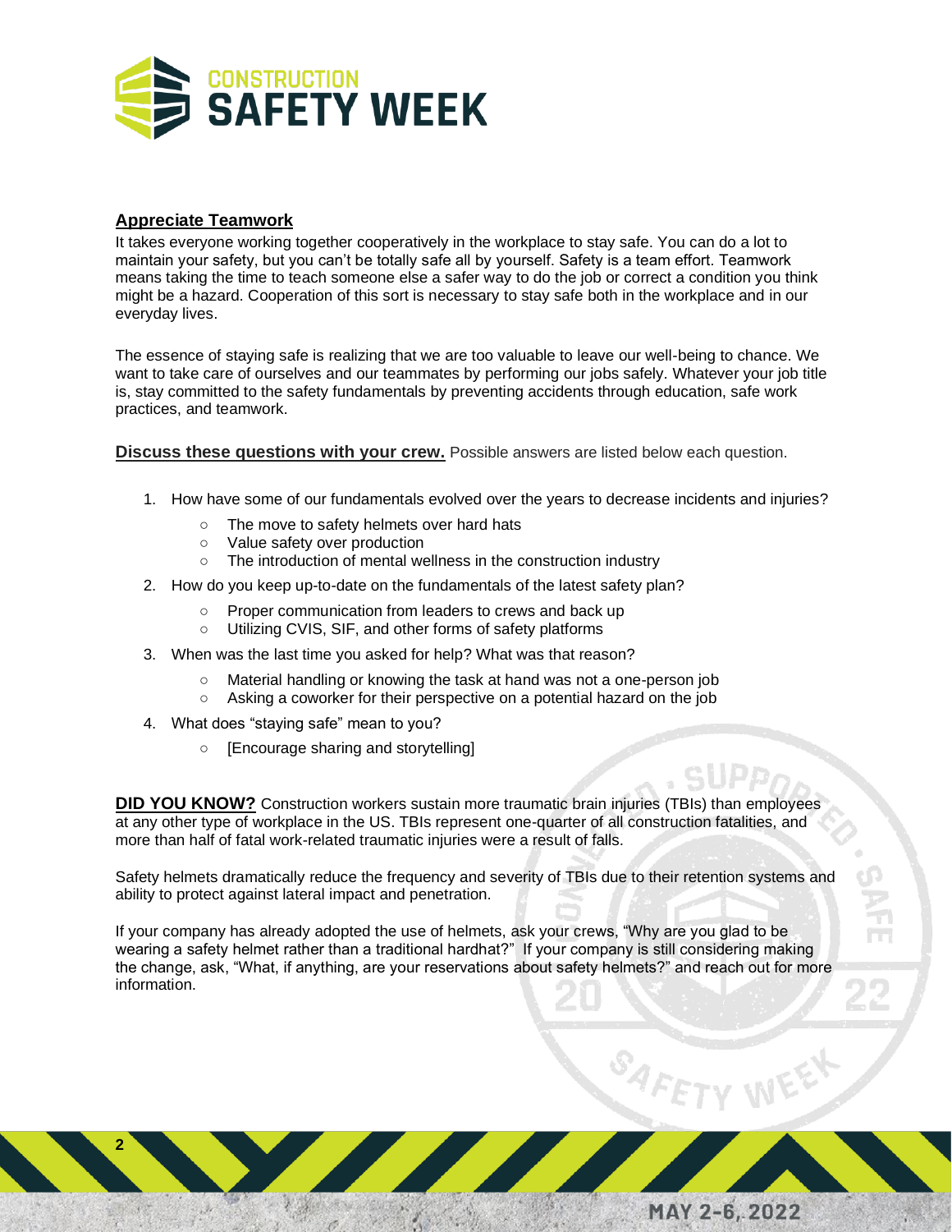## Appreciate Teamwork

It takes everyone working together cooperatively in the workplace to stay safe. You can do a lot to maintain your safety, but you can't be totally safe all by yourself. Safety is a team effort. Teamwork means taking the time to teach someone else a safer way to do the job or correct a condition you think might be a hazard. Cooperation of this sort is necessary to stay safe both in the workplace and in our everyday lives.

The essence of staying safe is realizing that we are too valuable to leave our well-being to chance. We want to take care of ourselves and our teammates by performing our jobs safely. Whatever your job title is, stay committed to the safety fundamentals by preventing accidents through education, safe work practices, and teamwork.

**Discuss these questions with your crew.** Possible answers are listed below each question.

1. How have some of our fundamentals evolved over the years to decrease incidents and injuries?
   - The move to safety helmets over hard hats
   - Value safety over production
   - The introduction of mental wellness in the construction industry
2. How do you keep up-to-date on the fundamentals of the latest safety plan?
   - Proper communication from leaders to crews and back up
   - Utilizing CVIS, SIF, and other forms of safety platforms
3. When was the last time you asked for help? What was that reason?
   - Material handling or knowing the task at hand was not a one-person job
   - Asking a coworker for their perspective on a potential hazard on the job
4. What does "staying safe" mean to you?
   - [Encourage sharing and storytelling]

**DID YOU KNOW?** Construction workers sustain more traumatic brain injuries (TBIs) than employees at any other type of workplace in the US. TBIs represent one-quarter of all construction fatalities, and more than half of fatal work-related traumatic injuries were a result of falls.

Safety helmets dramatically reduce the frequency and severity of TBIs due to their retention systems and ability to protect against lateral impact and penetration.

If your company has already adopted the use of helmets, ask your crews, "Why are you glad to be wearing a safety helmet rather than a traditional hardhat?" If your company is still considering making the change, ask, "What, if anything, are your reservations about safety helmets?" and reach out for more information.